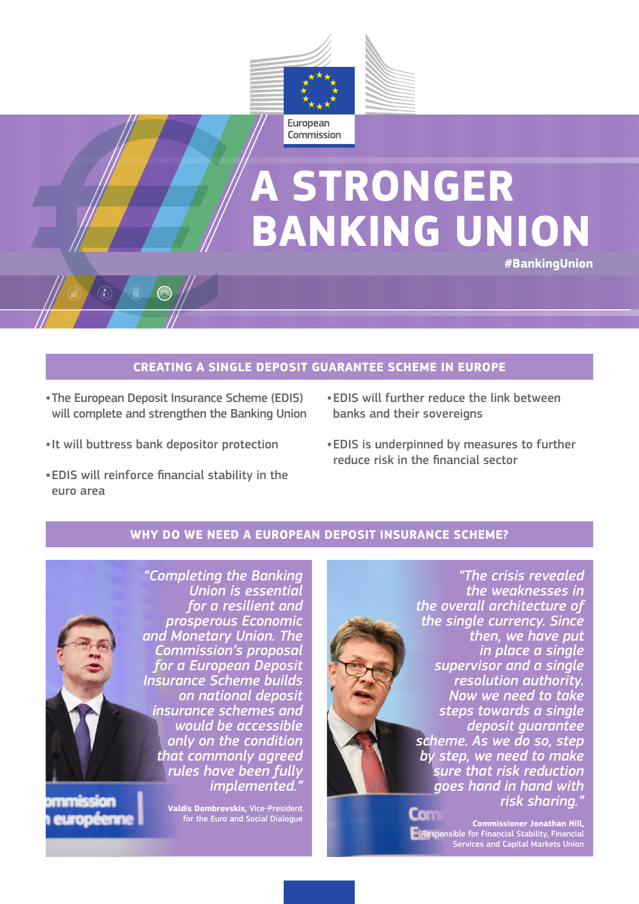European Commission

# A STRONGER BANKING UNION

#BankingUnion

## CREATING A SINGLE DEPOSIT GUARANTEE SCHEME IN EUROPE

- The European Deposit Insurance Scheme (EDIS) will complete and strengthen the Banking Union
- It will buttress bank depositor protection
- EDIS will reinforce financial stability in the euro area
- EDIS will further reduce the link between banks and their sovereigns
- EDIS is underpinned by measures to further reduce risk in the financial sector

## WHY DO WE NEED A EUROPEAN DEPOSIT INSURANCE SCHEME?

*"Completing the Banking Union is essential for a resilient and prosperous Economic and Monetary Union. The Commission's proposal for a European Deposit Insurance Scheme builds on national deposit insurance schemes and would be accessible only on the condition that commonly agreed rules have been fully implemented."*

**Valdis Dombrovskis,** Vice-President for the Euro and Social Dialogue

*"The crisis revealed the weaknesses in the overall architecture of the single currency. Since then, we have put in place a single supervisor and a single resolution authority. Now we need to take steps towards a single deposit guarantee scheme. As we do so, step by step, we need to make sure that risk reduction goes hand in hand with risk sharing."*

**Commissioner Jonathan Hill,** Responsible for Financial Stability, Financial Services and Capital Markets Union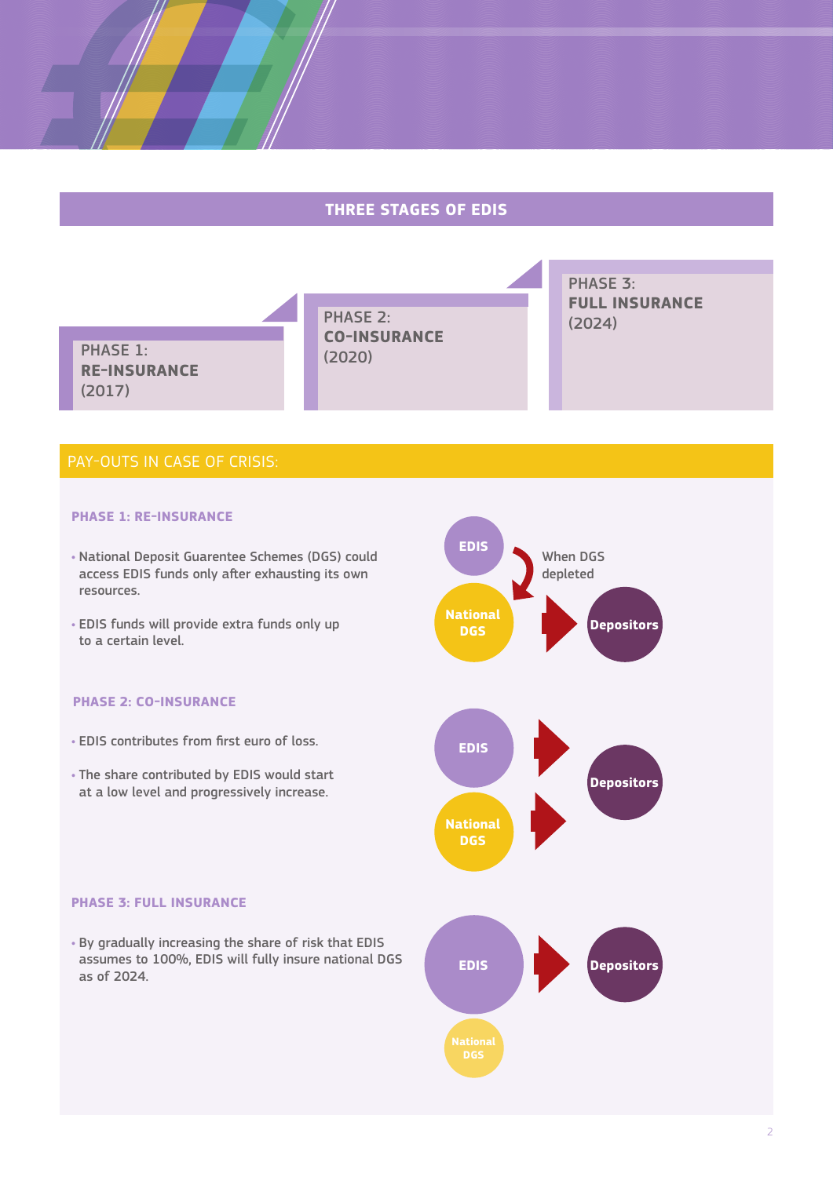## THREE STAGES OF EDIS

**PHASE 1: RE-INSURANCE (2017)**

**PHASE 2: CO-INSURANCE (2020)**

**PHASE 3: FULL INSURANCE (2024)**

## PAY-OUTS IN CASE OF CRISIS:

### PHASE 1: RE-INSURANCE

- National Deposit Guarentee Schemes (DGS) could access EDIS funds only after exhausting its own resources.
- EDIS funds will provide extra funds only up to a certain level.

EDIS → (When DGS depleted) → National DGS → Depositors

### PHASE 2: CO-INSURANCE

- EDIS contributes from first euro of loss.
- The share contributed by EDIS would start at a low level and progressively increase.

EDIS → Depositors

National DGS → Depositors

### PHASE 3: FULL INSURANCE

- By gradually increasing the share of risk that EDIS assumes to 100%, EDIS will fully insure national DGS as of 2024.

EDIS → Depositors

National DGS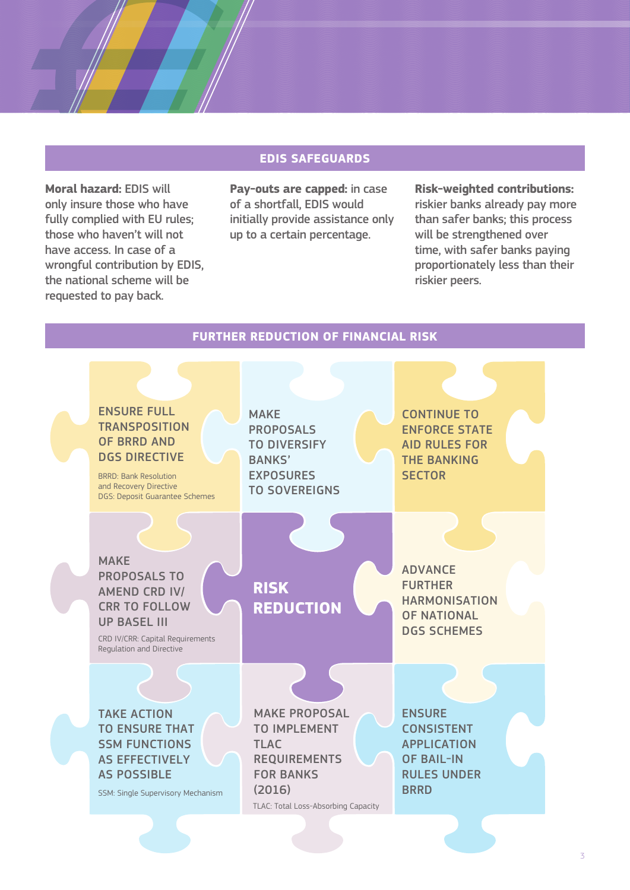## EDIS SAFEGUARDS

**Moral hazard:** EDIS will only insure those who have fully complied with EU rules; those who haven't will not have access. In case of a wrongful contribution by EDIS, the national scheme will be requested to pay back.

**Pay-outs are capped:** in case of a shortfall, EDIS would initially provide assistance only up to a certain percentage.

**Risk-weighted contributions:** riskier banks already pay more than safer banks; this process will be strengthened over time, with safer banks paying proportionately less than their riskier peers.

## FURTHER REDUCTION OF FINANCIAL RISK

**RISK REDUCTION**

- ENSURE FULL TRANSPOSITION OF BRRD AND DGS DIRECTIVE
  BRRD: Bank Resolution and Recovery Directive
  DGS: Deposit Guarantee Schemes
- MAKE PROPOSALS TO DIVERSIFY BANKS' EXPOSURES TO SOVEREIGNS
- CONTINUE TO ENFORCE STATE AID RULES FOR THE BANKING SECTOR
- MAKE PROPOSALS TO AMEND CRD IV/ CRR TO FOLLOW UP BASEL III
  CRD IV/CRR: Capital Requirements Regulation and Directive
- ADVANCE FURTHER HARMONISATION OF NATIONAL DGS SCHEMES
- TAKE ACTION TO ENSURE THAT SSM FUNCTIONS AS EFFECTIVELY AS POSSIBLE
  SSM: Single Supervisory Mechanism
- MAKE PROPOSAL TO IMPLEMENT TLAC REQUIREMENTS FOR BANKS (2016)
  TLAC: Total Loss-Absorbing Capacity
- ENSURE CONSISTENT APPLICATION OF BAIL-IN RULES UNDER BRRD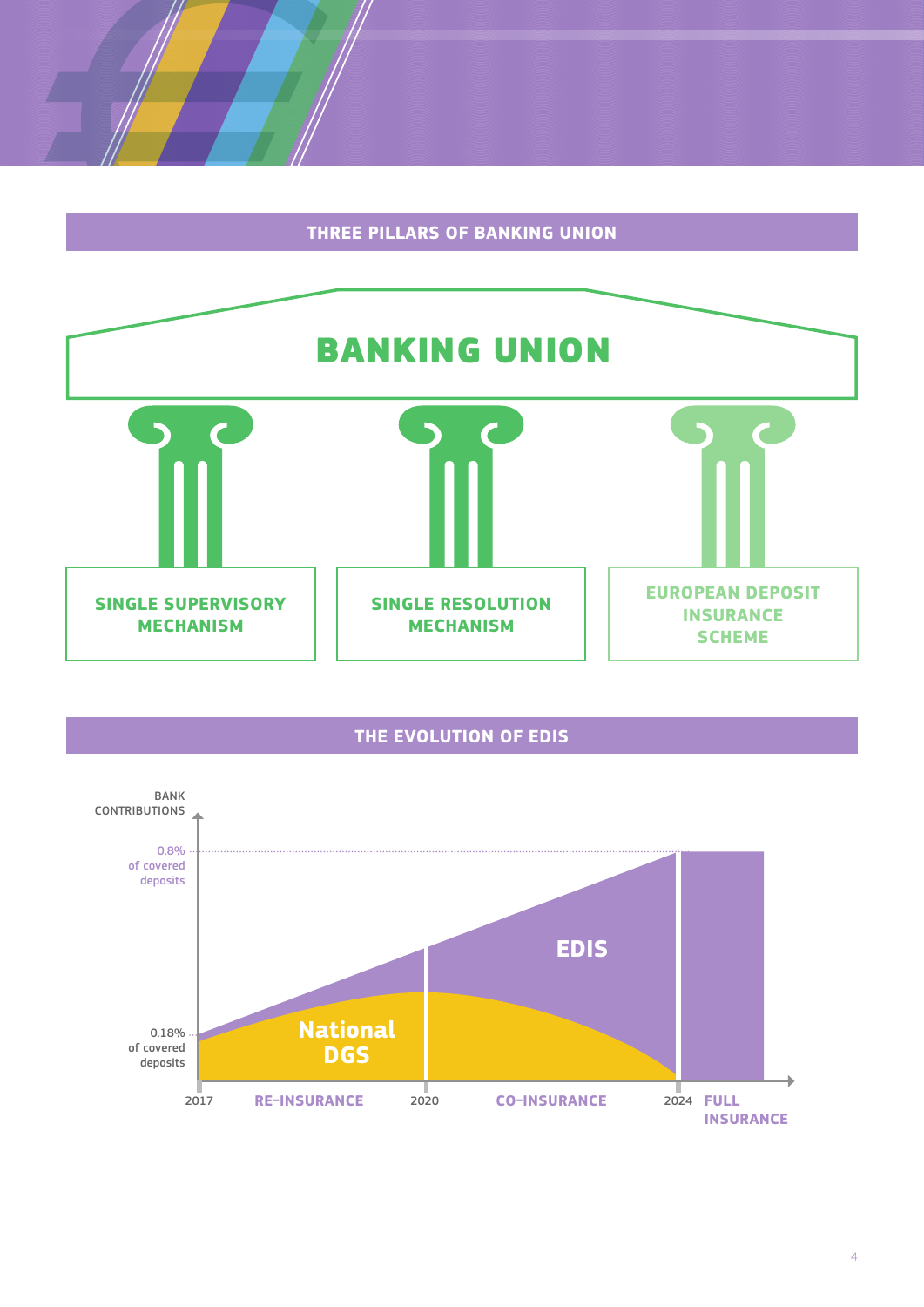## THREE PILLARS OF BANKING UNION

BANKING UNION

SINGLE SUPERVISORY MECHANISM

SINGLE RESOLUTION MECHANISM

EUROPEAN DEPOSIT INSURANCE SCHEME

## THE EVOLUTION OF EDIS

BANK CONTRIBUTIONS

0.8% of covered deposits

0.18% of covered deposits

EDIS

National DGS

2017

RE-INSURANCE

2020

CO-INSURANCE

2024

FULL INSURANCE